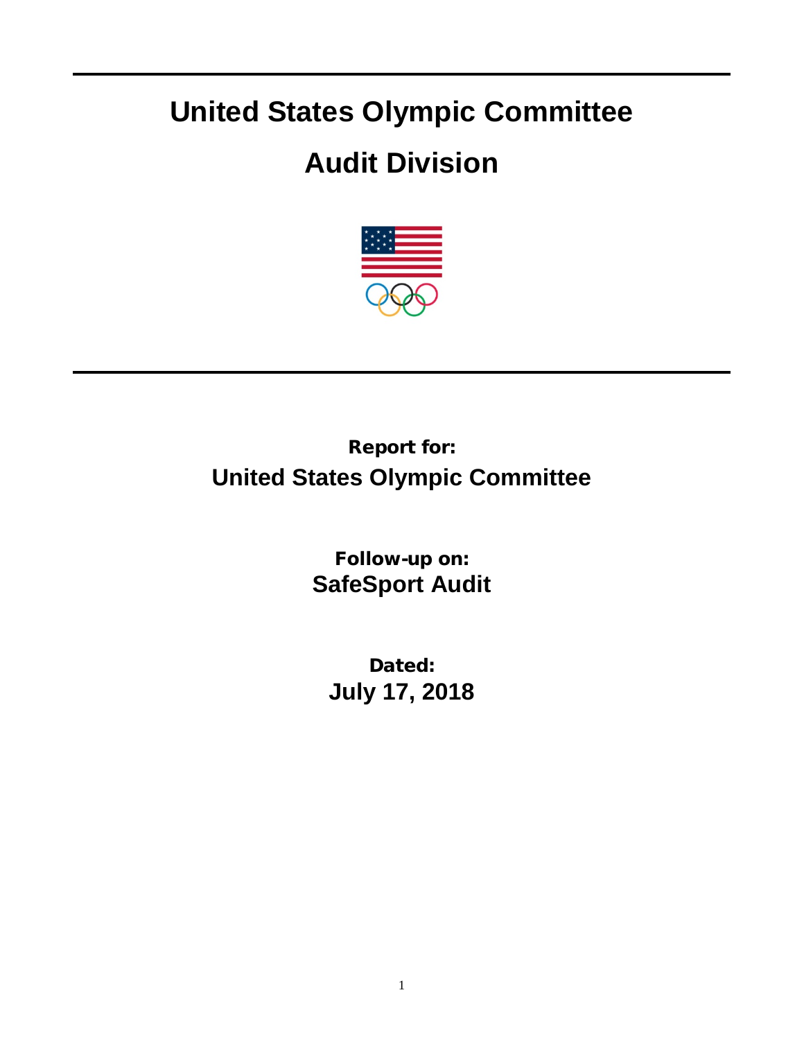# United States Olympic Committee

# Audit Division

**Report for:**

**United States Olympic Committee**

**Follow-up on:**

**SafeSport Audit**

**Dated:**

**July 17, 2018**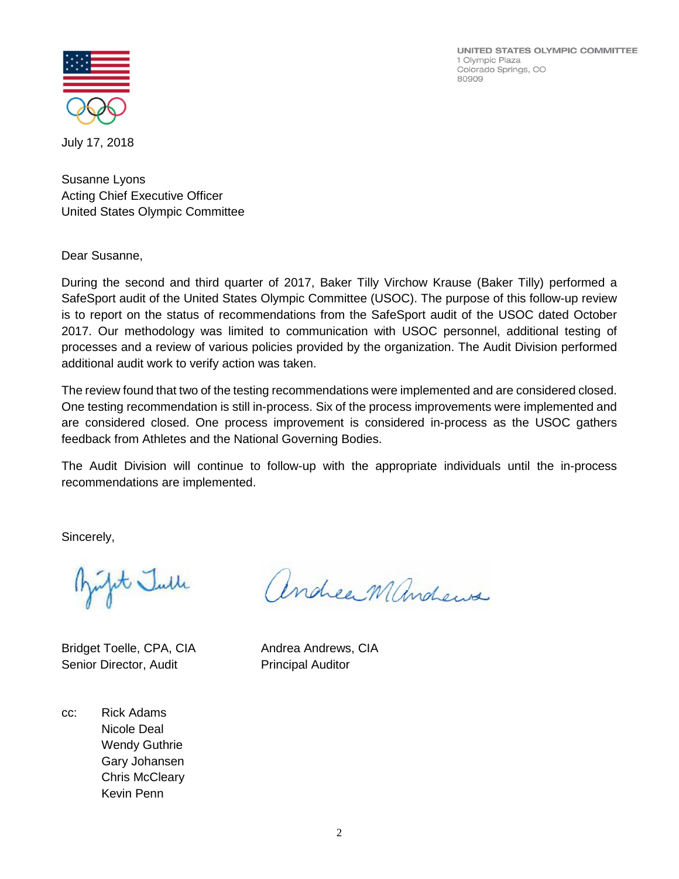UNITED STATES OLYMPIC COMMITTEE
1 Olympic Plaza
Colorado Springs, CO
80909

July 17, 2018

Susanne Lyons
Acting Chief Executive Officer
United States Olympic Committee

Dear Susanne,

During the second and third quarter of 2017, Baker Tilly Virchow Krause (Baker Tilly) performed a SafeSport audit of the United States Olympic Committee (USOC). The purpose of this follow-up review is to report on the status of recommendations from the SafeSport audit of the USOC dated October 2017. Our methodology was limited to communication with USOC personnel, additional testing of processes and a review of various policies provided by the organization. The Audit Division performed additional audit work to verify action was taken.

The review found that two of the testing recommendations were implemented and are considered closed. One testing recommendation is still in-process. Six of the process improvements were implemented and are considered closed. One process improvement is considered in-process as the USOC gathers feedback from Athletes and the National Governing Bodies.

The Audit Division will continue to follow-up with the appropriate individuals until the in-process recommendations are implemented.

Sincerely,

Bridget Toelle, CPA, CIA
Senior Director, Audit

Andrea Andrews, CIA
Principal Auditor

cc: Rick Adams
Nicole Deal
Wendy Guthrie
Gary Johansen
Chris McCleary
Kevin Penn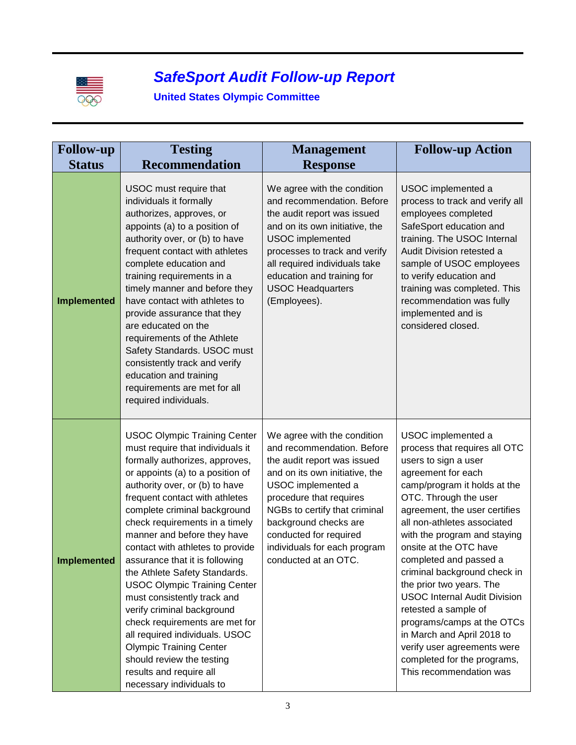# *SafeSport Audit Follow-up Report*

### United States Olympic Committee

| Follow-up Status | Testing Recommendation | Management Response | Follow-up Action |
|---|---|---|---|
| **Implemented** | USOC must require that individuals it formally authorizes, approves, or appoints (a) to a position of authority over, or (b) to have frequent contact with athletes complete education and training requirements in a timely manner and before they have contact with athletes to provide assurance that they are educated on the requirements of the Athlete Safety Standards. USOC must consistently track and verify education and training requirements are met for all required individuals. | We agree with the condition and recommendation. Before the audit report was issued and on its own initiative, the USOC implemented processes to track and verify all required individuals take education and training for USOC Headquarters (Employees). | USOC implemented a process to track and verify all employees completed SafeSport education and training. The USOC Internal Audit Division retested a sample of USOC employees to verify education and training was completed. This recommendation was fully implemented and is considered closed. |
| **Implemented** | USOC Olympic Training Center must require that individuals it formally authorizes, approves, or appoints (a) to a position of authority over, or (b) to have frequent contact with athletes complete criminal background check requirements in a timely manner and before they have contact with athletes to provide assurance that it is following the Athlete Safety Standards. USOC Olympic Training Center must consistently track and verify criminal background check requirements are met for all required individuals. USOC Olympic Training Center should review the testing results and require all necessary individuals to | We agree with the condition and recommendation. Before the audit report was issued and on its own initiative, the USOC implemented a procedure that requires NGBs to certify that criminal background checks are conducted for required individuals for each program conducted at an OTC. | USOC implemented a process that requires all OTC users to sign a user agreement for each camp/program it holds at the OTC. Through the user agreement, the user certifies all non-athletes associated with the program and staying onsite at the OTC have completed and passed a criminal background check in the prior two years. The USOC Internal Audit Division retested a sample of programs/camps at the OTCs in March and April 2018 to verify user agreements were completed for the programs, This recommendation was |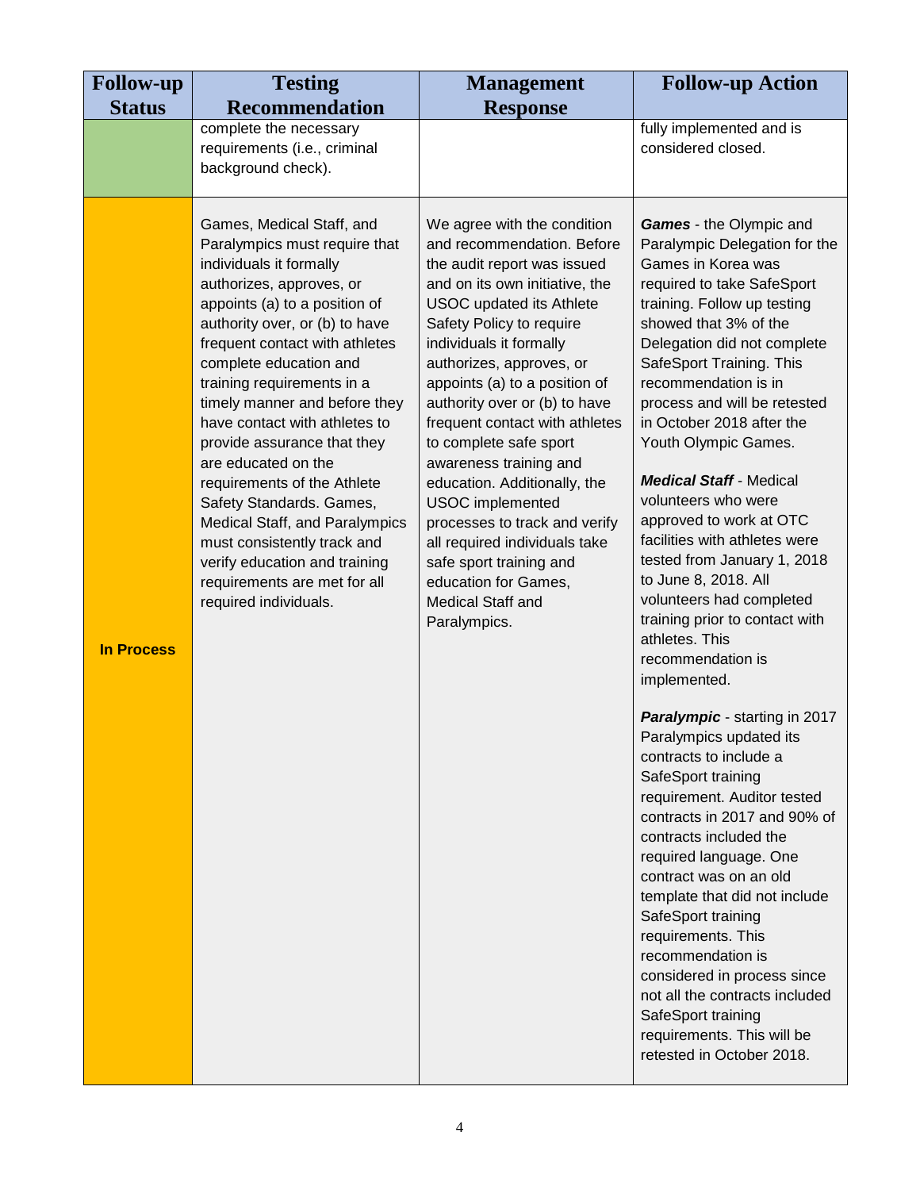| Follow-up Status | Testing Recommendation | Management Response | Follow-up Action |
|---|---|---|---|
| | complete the necessary requirements (i.e., criminal background check). | | fully implemented and is considered closed. |
| **In Process** | Games, Medical Staff, and Paralympics must require that individuals it formally authorizes, approves, or appoints (a) to a position of authority over, or (b) to have frequent contact with athletes complete education and training requirements in a timely manner and before they have contact with athletes to provide assurance that they are educated on the requirements of the Athlete Safety Standards. Games, Medical Staff, and Paralympics must consistently track and verify education and training requirements are met for all required individuals. | We agree with the condition and recommendation. Before the audit report was issued and on its own initiative, the USOC updated its Athlete Safety Policy to require individuals it formally authorizes, approves, or appoints (a) to a position of authority over or (b) to have frequent contact with athletes to complete safe sport awareness training and education. Additionally, the USOC implemented processes to track and verify all required individuals take safe sport training and education for Games, Medical Staff and Paralympics. | ***Games*** - the Olympic and Paralympic Delegation for the Games in Korea was required to take SafeSport training. Follow up testing showed that 3% of the Delegation did not complete SafeSport Training. This recommendation is in process and will be retested in October 2018 after the Youth Olympic Games.<br><br>***Medical Staff*** - Medical volunteers who were approved to work at OTC facilities with athletes were tested from January 1, 2018 to June 8, 2018. All volunteers had completed training prior to contact with athletes. This recommendation is implemented.<br><br>***Paralympic*** - starting in 2017 Paralympics updated its contracts to include a SafeSport training requirement. Auditor tested contracts in 2017 and 90% of contracts included the required language. One contract was on an old template that did not include SafeSport training requirements. This recommendation is considered in process since not all the contracts included SafeSport training requirements. This will be retested in October 2018. |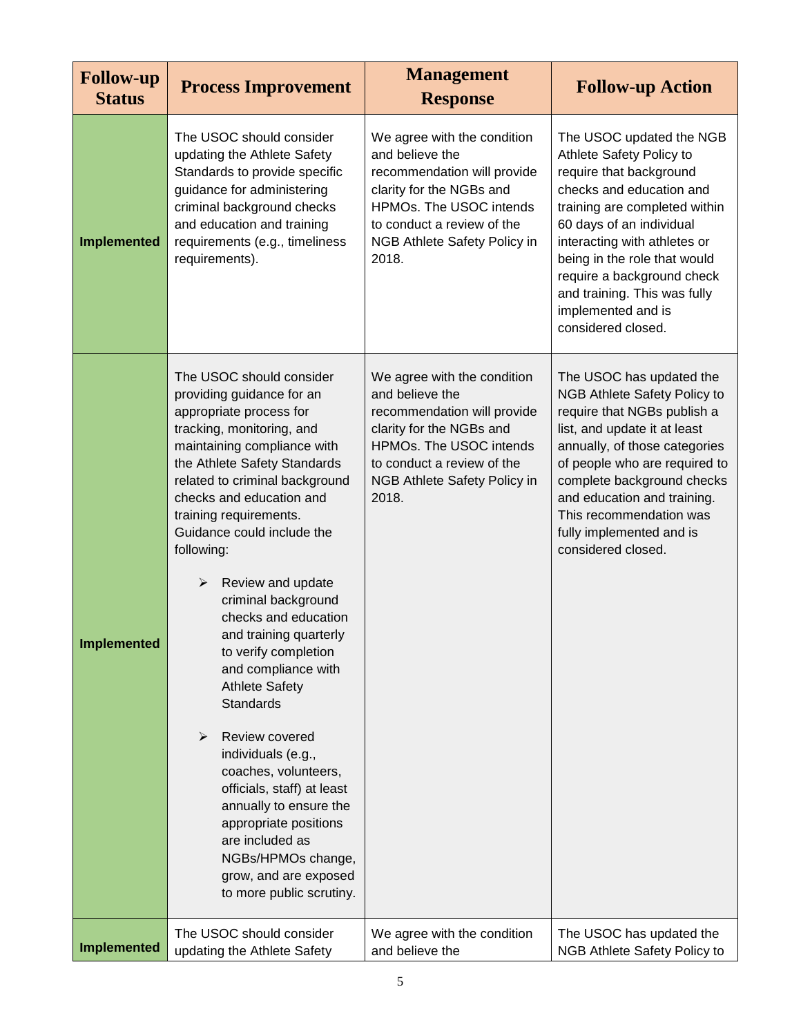| Follow-up Status | Process Improvement | Management Response | Follow-up Action |
| --- | --- | --- | --- |
| **Implemented** | The USOC should consider updating the Athlete Safety Standards to provide specific guidance for administering criminal background checks and education and training requirements (e.g., timeliness requirements). | We agree with the condition and believe the recommendation will provide clarity for the NGBs and HPMOs. The USOC intends to conduct a review of the NGB Athlete Safety Policy in 2018. | The USOC updated the NGB Athlete Safety Policy to require that background checks and education and training are completed within 60 days of an individual interacting with athletes or being in the role that would require a background check and training. This was fully implemented and is considered closed. |
| **Implemented** | The USOC should consider providing guidance for an appropriate process for tracking, monitoring, and maintaining compliance with the Athlete Safety Standards related to criminal background checks and education and training requirements. Guidance could include the following:<br><br>➢ Review and update criminal background checks and education and training quarterly to verify completion and compliance with Athlete Safety Standards<br><br>➢ Review covered individuals (e.g., coaches, volunteers, officials, staff) at least annually to ensure the appropriate positions are included as NGBs/HPMOs change, grow, and are exposed to more public scrutiny. | We agree with the condition and believe the recommendation will provide clarity for the NGBs and HPMOs. The USOC intends to conduct a review of the NGB Athlete Safety Policy in 2018. | The USOC has updated the NGB Athlete Safety Policy to require that NGBs publish a list, and update it at least annually, of those categories of people who are required to complete background checks and education and training. This recommendation was fully implemented and is considered closed. |
| **Implemented** | The USOC should consider updating the Athlete Safety | We agree with the condition and believe the | The USOC has updated the NGB Athlete Safety Policy to |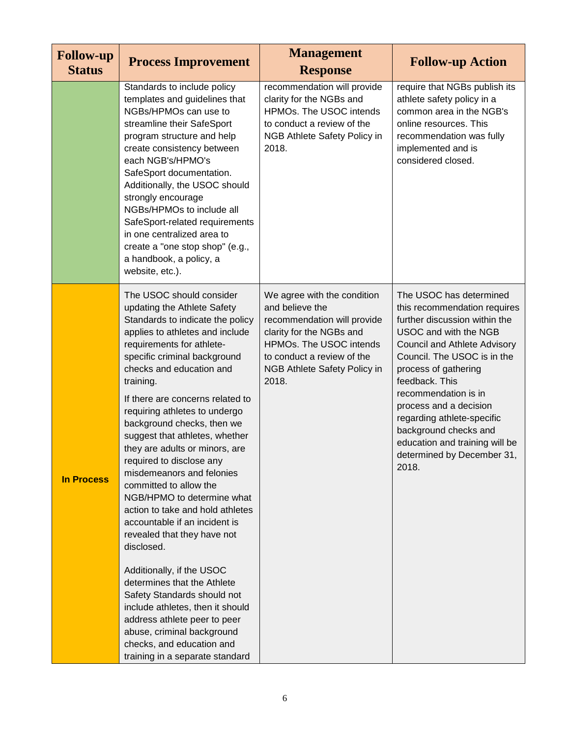| Follow-up Status | Process Improvement | Management Response | Follow-up Action |
|---|---|---|---|
| | Standards to include policy templates and guidelines that NGBs/HPMOs can use to streamline their SafeSport program structure and help create consistency between each NGB's/HPMO's SafeSport documentation. Additionally, the USOC should strongly encourage NGBs/HPMOs to include all SafeSport-related requirements in one centralized area to create a "one stop shop" (e.g., a handbook, a policy, a website, etc.). | recommendation will provide clarity for the NGBs and HPMOs. The USOC intends to conduct a review of the NGB Athlete Safety Policy in 2018. | require that NGBs publish its athlete safety policy in a common area in the NGB's online resources. This recommendation was fully implemented and is considered closed. |
| **In Process** | The USOC should consider updating the Athlete Safety Standards to indicate the policy applies to athletes and include requirements for athlete-specific criminal background checks and education and training.<br><br>If there are concerns related to requiring athletes to undergo background checks, then we suggest that athletes, whether they are adults or minors, are required to disclose any misdemeanors and felonies committed to allow the NGB/HPMO to determine what action to take and hold athletes accountable if an incident is revealed that they have not disclosed.<br><br>Additionally, if the USOC determines that the Athlete Safety Standards should not include athletes, then it should address athlete peer to peer abuse, criminal background checks, and education and training in a separate standard | We agree with the condition and believe the recommendation will provide clarity for the NGBs and HPMOs. The USOC intends to conduct a review of the NGB Athlete Safety Policy in 2018. | The USOC has determined this recommendation requires further discussion within the USOC and with the NGB Council and Athlete Advisory Council. The USOC is in the process of gathering feedback. This recommendation is in process and a decision regarding athlete-specific background checks and education and training will be determined by December 31, 2018. |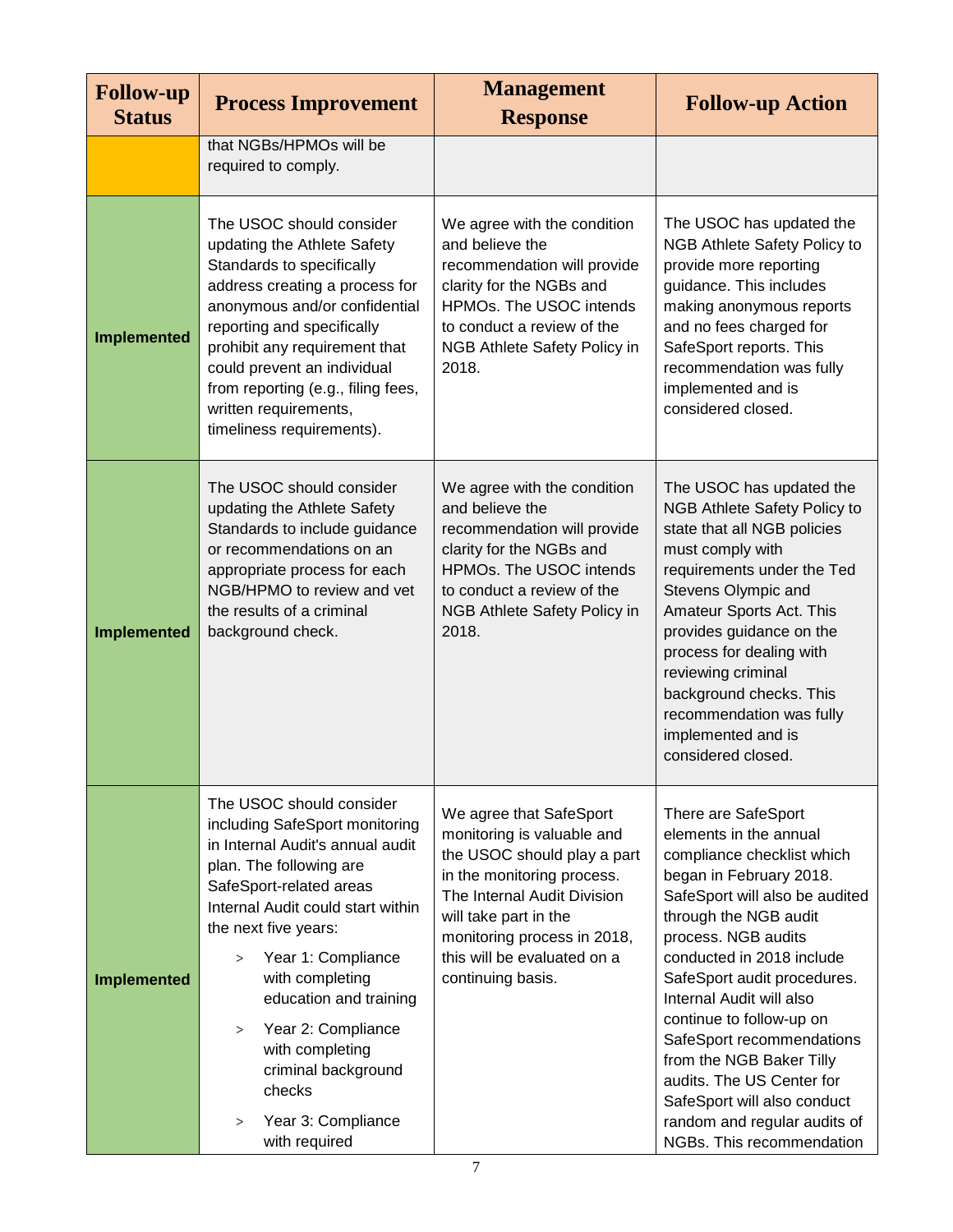| Follow-up Status | Process Improvement | Management Response | Follow-up Action |
| --- | --- | --- | --- |
| | that NGBs/HPMOs will be required to comply. | | |
| **Implemented** | The USOC should consider updating the Athlete Safety Standards to specifically address creating a process for anonymous and/or confidential reporting and specifically prohibit any requirement that could prevent an individual from reporting (e.g., filing fees, written requirements, timeliness requirements). | We agree with the condition and believe the recommendation will provide clarity for the NGBs and HPMOs. The USOC intends to conduct a review of the NGB Athlete Safety Policy in 2018. | The USOC has updated the NGB Athlete Safety Policy to provide more reporting guidance. This includes making anonymous reports and no fees charged for SafeSport reports. This recommendation was fully implemented and is considered closed. |
| **Implemented** | The USOC should consider updating the Athlete Safety Standards to include guidance or recommendations on an appropriate process for each NGB/HPMO to review and vet the results of a criminal background check. | We agree with the condition and believe the recommendation will provide clarity for the NGBs and HPMOs. The USOC intends to conduct a review of the NGB Athlete Safety Policy in 2018. | The USOC has updated the NGB Athlete Safety Policy to state that all NGB policies must comply with requirements under the Ted Stevens Olympic and Amateur Sports Act. This provides guidance on the process for dealing with reviewing criminal background checks. This recommendation was fully implemented and is considered closed. |
| **Implemented** | The USOC should consider including SafeSport monitoring in Internal Audit's annual audit plan. The following are SafeSport-related areas Internal Audit could start within the next five years:<br>> Year 1: Compliance with completing education and training<br>> Year 2: Compliance with completing criminal background checks<br>> Year 3: Compliance with required | We agree that SafeSport monitoring is valuable and the USOC should play a part in the monitoring process. The Internal Audit Division will take part in the monitoring process in 2018, this will be evaluated on a continuing basis. | There are SafeSport elements in the annual compliance checklist which began in February 2018. SafeSport will also be audited through the NGB audit process. NGB audits conducted in 2018 include SafeSport audit procedures. Internal Audit will also continue to follow-up on SafeSport recommendations from the NGB Baker Tilly audits. The US Center for SafeSport will also conduct random and regular audits of NGBs. This recommendation |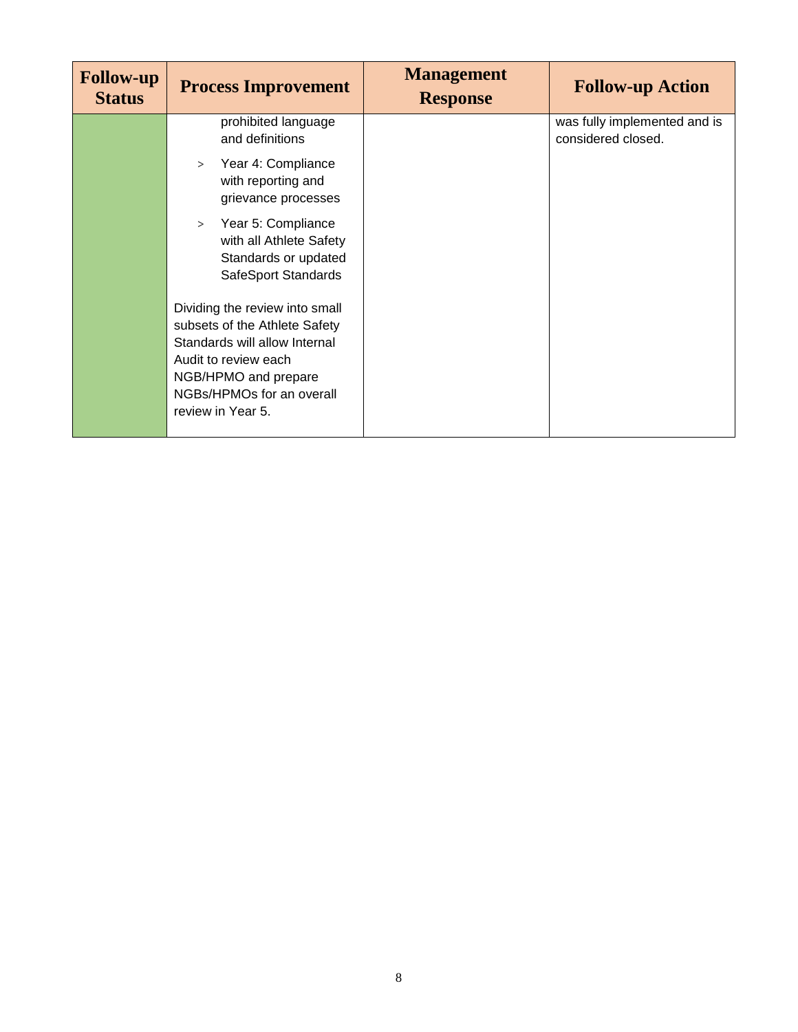| Follow-up Status | Process Improvement | Management Response | Follow-up Action |
|---|---|---|---|
| | prohibited language and definitions<br>> Year 4: Compliance with reporting and grievance processes<br>> Year 5: Compliance with all Athlete Safety Standards or updated SafeSport Standards<br><br>Dividing the review into small subsets of the Athlete Safety Standards will allow Internal Audit to review each NGB/HPMO and prepare NGBs/HPMOs for an overall review in Year 5. | | was fully implemented and is considered closed. |